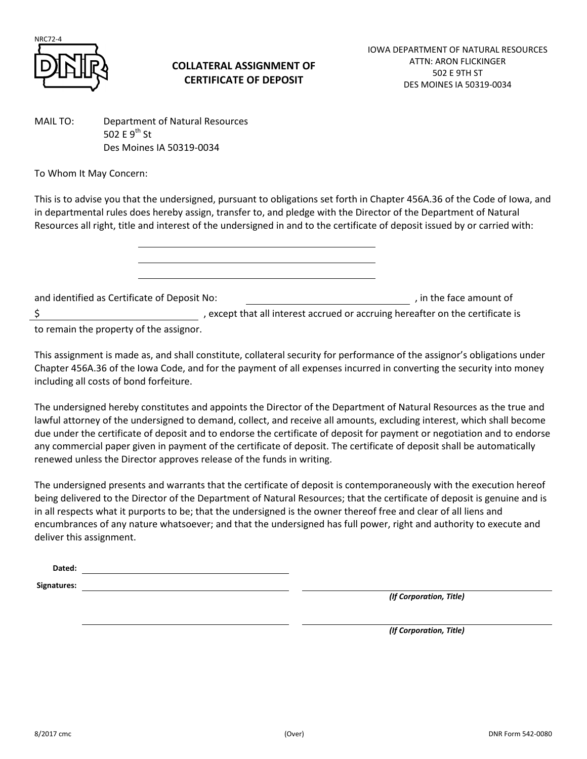NRC72-4

# COLLATERAL ASSIGNMENT OF CERTIFICATE OF DEPOSIT

IOWA DEPARTMENT OF NATURAL RESOURCES
ATTN: ARON FLICKINGER
502 E 9TH ST
DES MOINES IA 50319-0034

MAIL TO: Department of Natural Resources
502 E 9th St
Des Moines IA 50319-0034

To Whom It May Concern:

This is to advise you that the undersigned, pursuant to obligations set forth in Chapter 456A.36 of the Code of Iowa, and in departmental rules does hereby assign, transfer to, and pledge with the Director of the Department of Natural Resources all right, title and interest of the undersigned in and to the certificate of deposit issued by or carried with:

\_\_\_\_\_\_\_\_\_\_\_\_\_\_\_\_\_\_\_\_\_\_\_\_\_\_\_\_\_\_\_\_\_\_\_\_\_\_\_\_

\_\_\_\_\_\_\_\_\_\_\_\_\_\_\_\_\_\_\_\_\_\_\_\_\_\_\_\_\_\_\_\_\_\_\_\_\_\_\_\_

\_\_\_\_\_\_\_\_\_\_\_\_\_\_\_\_\_\_\_\_\_\_\_\_\_\_\_\_\_\_\_\_\_\_\_\_\_\_\_\_

and identified as Certificate of Deposit No: \_\_\_\_\_\_\_\_\_\_\_\_\_\_\_\_\_\_\_\_\_\_\_\_\_\_\_\_, in the face amount of $\_\_\_\_\_\_\_\_\_\_\_\_\_\_\_\_\_\_\_\_\_\_\_\_\_\_\_\_, except that all interest accrued or accruing hereafter on the certificate is to remain the property of the assignor.

This assignment is made as, and shall constitute, collateral security for performance of the assignor's obligations under Chapter 456A.36 of the Iowa Code, and for the payment of all expenses incurred in converting the security into money including all costs of bond forfeiture.

The undersigned hereby constitutes and appoints the Director of the Department of Natural Resources as the true and lawful attorney of the undersigned to demand, collect, and receive all amounts, excluding interest, which shall become due under the certificate of deposit and to endorse the certificate of deposit for payment or negotiation and to endorse any commercial paper given in payment of the certificate of deposit. The certificate of deposit shall be automatically renewed unless the Director approves release of the funds in writing.

The undersigned presents and warrants that the certificate of deposit is contemporaneously with the execution hereof being delivered to the Director of the Department of Natural Resources; that the certificate of deposit is genuine and is in all respects what it purports to be; that the undersigned is the owner thereof free and clear of all liens and encumbrances of any nature whatsoever; and that the undersigned has full power, right and authority to execute and deliver this assignment.

**Dated:** \_\_\_\_\_\_\_\_\_\_\_\_\_\_\_\_\_\_\_\_\_\_\_\_\_\_\_\_\_\_\_\_

**Signatures:** \_\_\_\_\_\_\_\_\_\_\_\_\_\_\_\_\_\_\_\_\_\_\_\_\_\_\_\_\_\_\_\_ \_\_\_\_\_\_\_\_\_\_\_\_\_\_\_\_\_\_\_\_\_\_\_\_\_\_\_\_\_\_\_\_
***(If Corporation, Title)***

\_\_\_\_\_\_\_\_\_\_\_\_\_\_\_\_\_\_\_\_\_\_\_\_\_\_\_\_\_\_\_\_ \_\_\_\_\_\_\_\_\_\_\_\_\_\_\_\_\_\_\_\_\_\_\_\_\_\_\_\_\_\_\_\_
***(If Corporation, Title)***

8/2017 cmc (Over) DNR Form 542-0080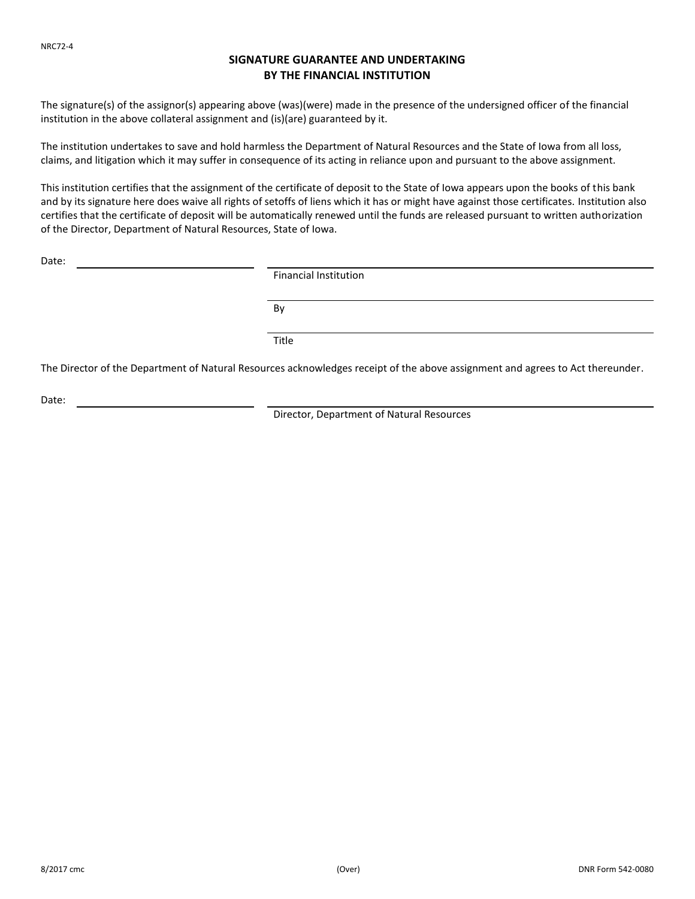NRC72-4

## SIGNATURE GUARANTEE AND UNDERTAKING BY THE FINANCIAL INSTITUTION

The signature(s) of the assignor(s) appearing above (was)(were) made in the presence of the undersigned officer of the financial institution in the above collateral assignment and (is)(are) guaranteed by it.

The institution undertakes to save and hold harmless the Department of Natural Resources and the State of Iowa from all loss, claims, and litigation which it may suffer in consequence of its acting in reliance upon and pursuant to the above assignment.

This institution certifies that the assignment of the certificate of deposit to the State of Iowa appears upon the books of this bank and by its signature here does waive all rights of setoffs of liens which it has or might have against those certificates. Institution also certifies that the certificate of deposit will be automatically renewed until the funds are released pursuant to written authorization of the Director, Department of Natural Resources, State of Iowa.

Date: ____________________

____________________
Financial Institution

____________________
By

____________________
Title

The Director of the Department of Natural Resources acknowledges receipt of the above assignment and agrees to Act thereunder.

Date: ____________________

____________________
Director, Department of Natural Resources

8/2017 cmc (Over) DNR Form 542-0080